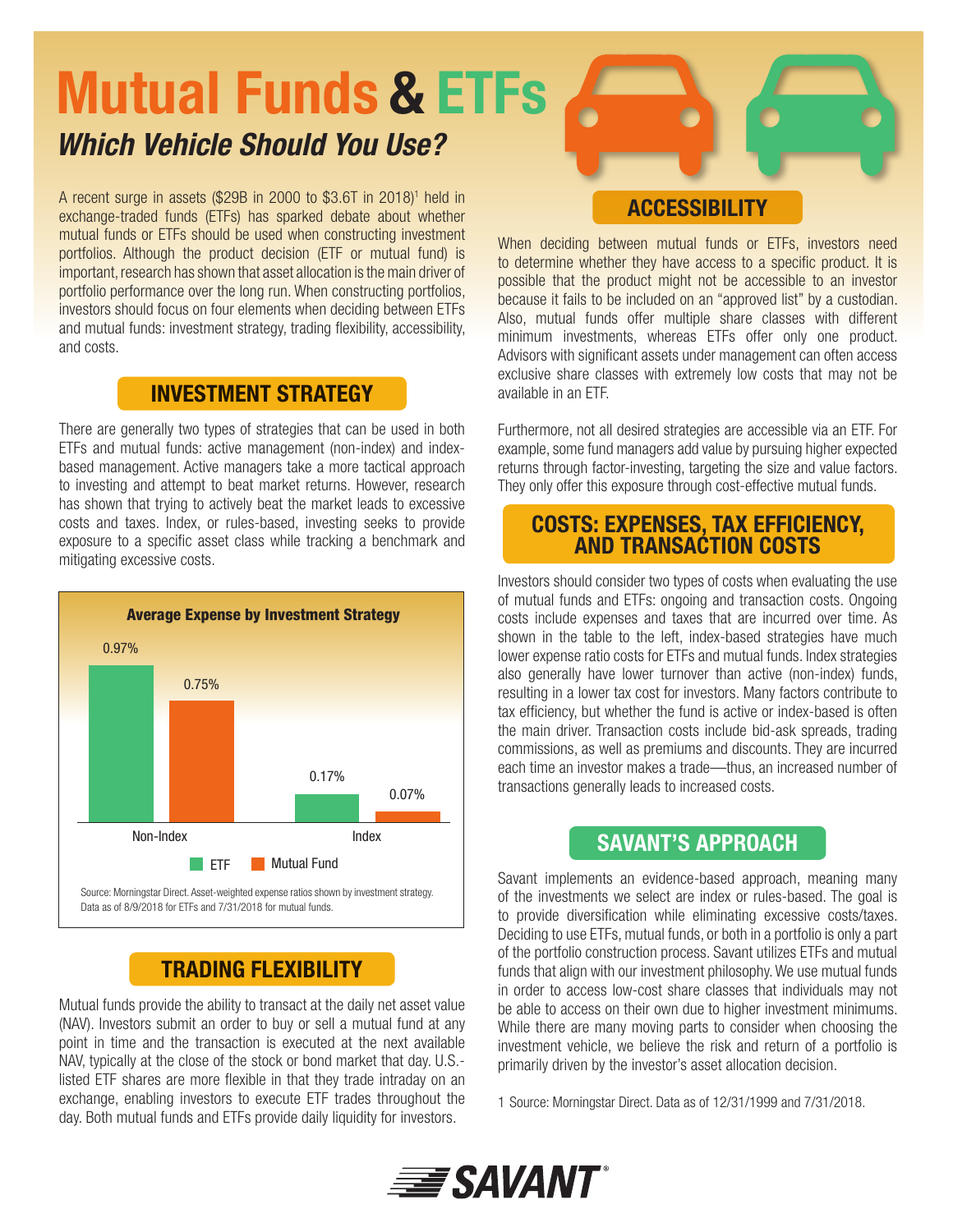# Mutual Funds & ETFs

## *Which Vehicle Should You Use?*

A recent surge in assets ($29B in 2000 to $3.6T in 2018)[1] held in exchange-traded funds (ETFs) has sparked debate about whether mutual funds or ETFs should be used when constructing investment portfolios. Although the product decision (ETF or mutual fund) is important, research has shown that asset allocation is the main driver of portfolio performance over the long run. When constructing portfolios, investors should focus on four elements when deciding between ETFs and mutual funds: investment strategy, trading flexibility, accessibility, and costs.

## INVESTMENT STRATEGY

There are generally two types of strategies that can be used in both ETFs and mutual funds: active management (non-index) and index-based management. Active managers take a more tactical approach to investing and attempt to beat market returns. However, research has shown that trying to actively beat the market leads to excessive costs and taxes. Index, or rules-based, investing seeks to provide exposure to a specific asset class while tracking a benchmark and mitigating excessive costs.

**Average Expense by Investment Strategy**

| | ETF | Mutual Fund |
|---|---|---|
| Non-Index | 0.97% | 0.75% |
| Index | 0.17% | 0.07% |

Source: Morningstar Direct. Asset-weighted expense ratios shown by investment strategy. Data as of 8/9/2018 for ETFs and 7/31/2018 for mutual funds.

## TRADING FLEXIBILITY

Mutual funds provide the ability to transact at the daily net asset value (NAV). Investors submit an order to buy or sell a mutual fund at any point in time and the transaction is executed at the next available NAV, typically at the close of the stock or bond market that day. U.S.-listed ETF shares are more flexible in that they trade intraday on an exchange, enabling investors to execute ETF trades throughout the day. Both mutual funds and ETFs provide daily liquidity for investors.

## ACCESSIBILITY

When deciding between mutual funds or ETFs, investors need to determine whether they have access to a specific product. It is possible that the product might not be accessible to an investor because it fails to be included on an "approved list" by a custodian. Also, mutual funds offer multiple share classes with different minimum investments, whereas ETFs offer only one product. Advisors with significant assets under management can often access exclusive share classes with extremely low costs that may not be available in an ETF.

Furthermore, not all desired strategies are accessible via an ETF. For example, some fund managers add value by pursuing higher expected returns through factor-investing, targeting the size and value factors. They only offer this exposure through cost-effective mutual funds.

## COSTS: EXPENSES, TAX EFFICIENCY, AND TRANSACTION COSTS

Investors should consider two types of costs when evaluating the use of mutual funds and ETFs: ongoing and transaction costs. Ongoing costs include expenses and taxes that are incurred over time. As shown in the table to the left, index-based strategies have much lower expense ratio costs for ETFs and mutual funds. Index strategies also generally have lower turnover than active (non-index) funds, resulting in a lower tax cost for investors. Many factors contribute to tax efficiency, but whether the fund is active or index-based is often the main driver. Transaction costs include bid-ask spreads, trading commissions, as well as premiums and discounts. They are incurred each time an investor makes a trade—thus, an increased number of transactions generally leads to increased costs.

## SAVANT'S APPROACH

Savant implements an evidence-based approach, meaning many of the investments we select are index or rules-based. The goal is to provide diversification while eliminating excessive costs/taxes. Deciding to use ETFs, mutual funds, or both in a portfolio is only a part of the portfolio construction process. Savant utilizes ETFs and mutual funds that align with our investment philosophy. We use mutual funds in order to access low-cost share classes that individuals may not be able to access on their own due to higher investment minimums. While there are many moving parts to consider when choosing the investment vehicle, we believe the risk and return of a portfolio is primarily driven by the investor's asset allocation decision.

1 Source: Morningstar Direct. Data as of 12/31/1999 and 7/31/2018.

SAVANT®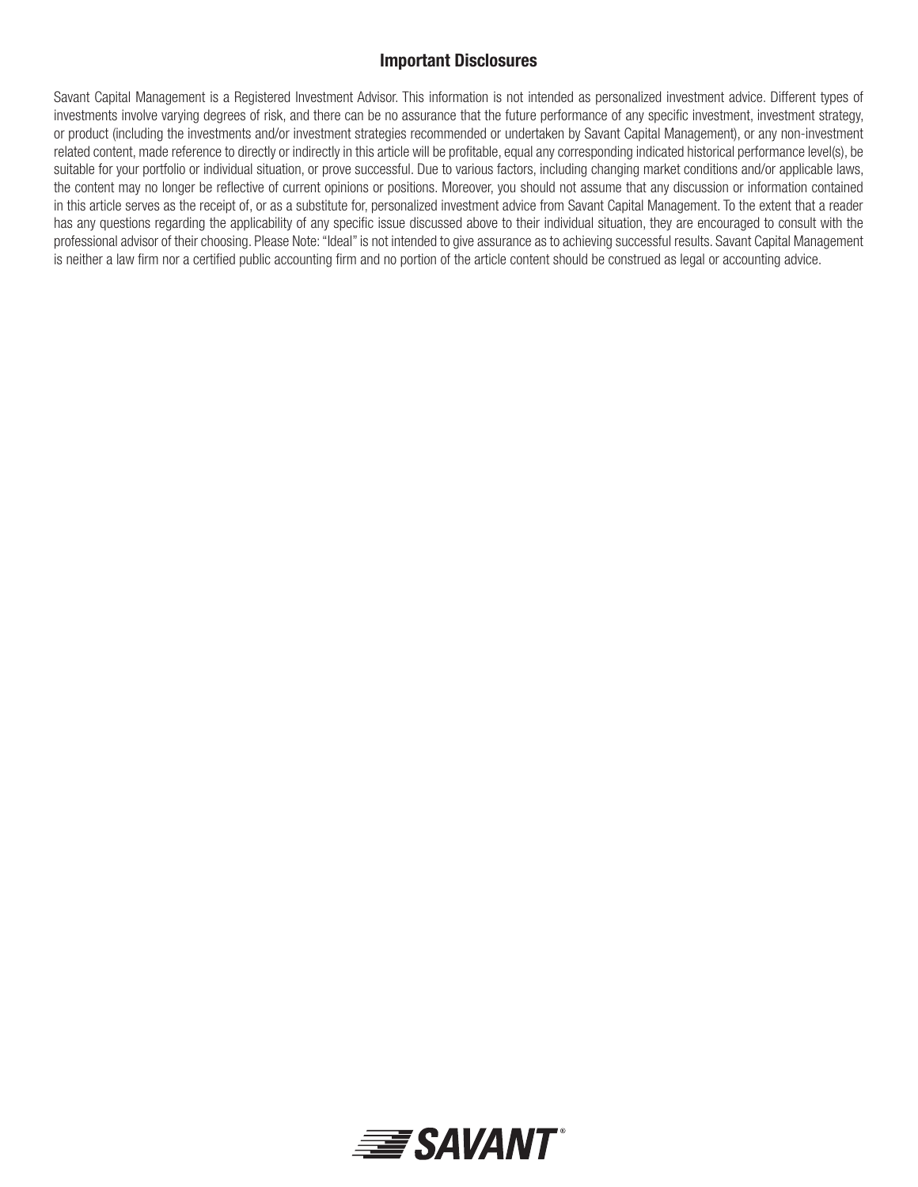## Important Disclosures

Savant Capital Management is a Registered Investment Advisor. This information is not intended as personalized investment advice. Different types of investments involve varying degrees of risk, and there can be no assurance that the future performance of any specific investment, investment strategy, or product (including the investments and/or investment strategies recommended or undertaken by Savant Capital Management), or any non-investment related content, made reference to directly or indirectly in this article will be profitable, equal any corresponding indicated historical performance level(s), be suitable for your portfolio or individual situation, or prove successful. Due to various factors, including changing market conditions and/or applicable laws, the content may no longer be reflective of current opinions or positions. Moreover, you should not assume that any discussion or information contained in this article serves as the receipt of, or as a substitute for, personalized investment advice from Savant Capital Management. To the extent that a reader has any questions regarding the applicability of any specific issue discussed above to their individual situation, they are encouraged to consult with the professional advisor of their choosing. Please Note: "Ideal" is not intended to give assurance as to achieving successful results. Savant Capital Management is neither a law firm nor a certified public accounting firm and no portion of the article content should be construed as legal or accounting advice.

SAVANT®